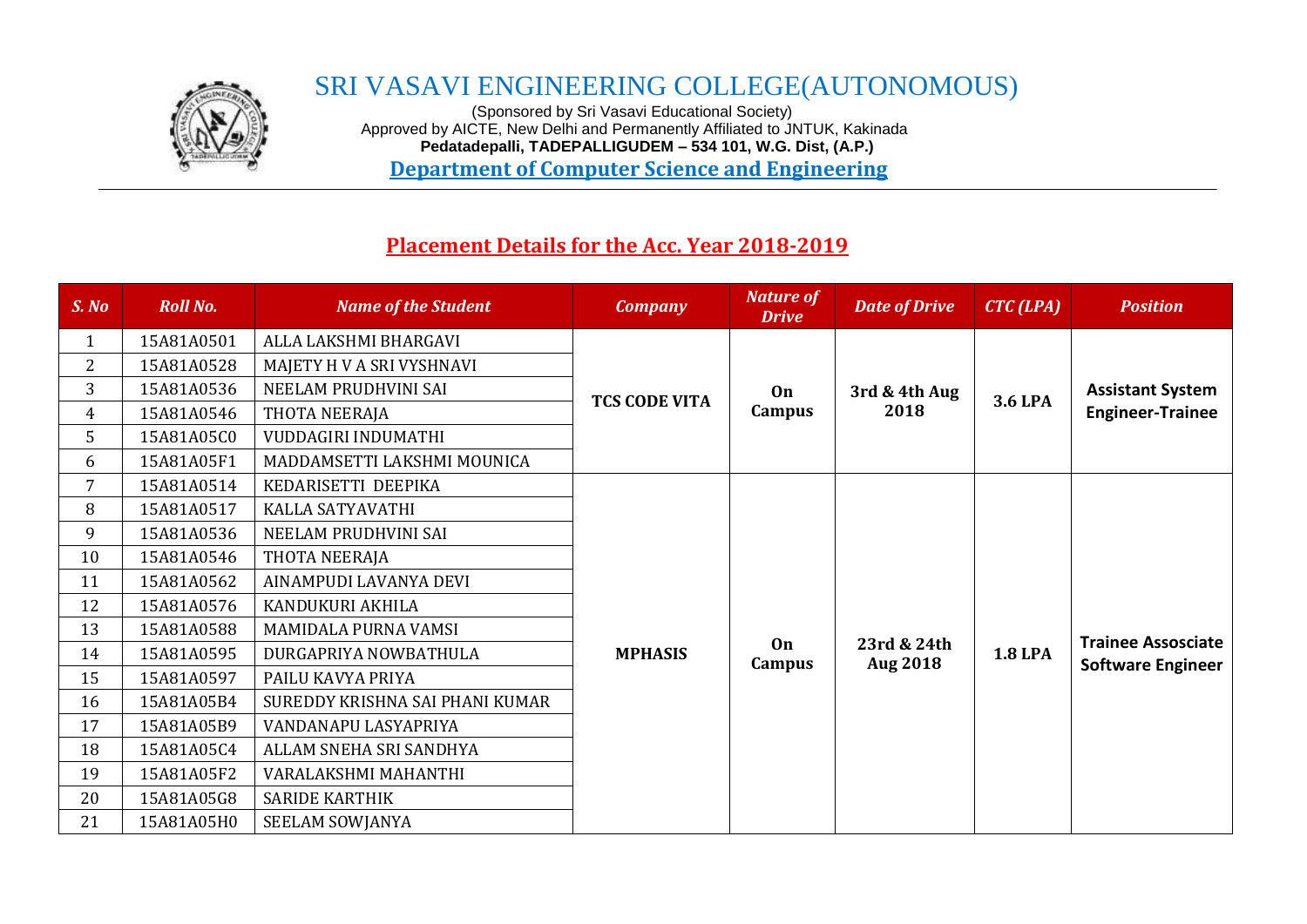# SRI VASAVI ENGINEERING COLLEGE(AUTONOMOUS)

(Sponsored by Sri Vasavi Educational Society)
Approved by AICTE, New Delhi and Permanently Affiliated to JNTUK, Kakinada
**Pedatadepalli, TADEPALLIGUDEM – 534 101, W.G. Dist, (A.P.)**

**Department of Computer Science and Engineering**

## Placement Details for the Acc. Year 2018-2019

| S. No | Roll No. | Name of the Student | Company | Nature of Drive | Date of Drive | CTC (LPA) | Position |
|---|---|---|---|---|---|---|---|
| 1 | 15A81A0501 | ALLA LAKSHMI BHARGAVI | TCS CODE VITA | On Campus | 3rd & 4th Aug 2018 | 3.6 LPA | Assistant System Engineer-Trainee |
| 2 | 15A81A0528 | MAJETY H V A SRI VYSHNAVI | | | | | |
| 3 | 15A81A0536 | NEELAM PRUDHVINI SAI | | | | | |
| 4 | 15A81A0546 | THOTA NEERAJA | | | | | |
| 5 | 15A81A05C0 | VUDDAGIRI INDUMATHI | | | | | |
| 6 | 15A81A05F1 | MADDAMSETTI LAKSHMI MOUNICA | | | | | |
| 7 | 15A81A0514 | KEDARISETTI DEEPIKA | MPHASIS | On Campus | 23rd & 24th Aug 2018 | 1.8 LPA | Trainee Assosciate Software Engineer |
| 8 | 15A81A0517 | KALLA SATYAVATHI | | | | | |
| 9 | 15A81A0536 | NEELAM PRUDHVINI SAI | | | | | |
| 10 | 15A81A0546 | THOTA NEERAJA | | | | | |
| 11 | 15A81A0562 | AINAMPUDI LAVANYA DEVI | | | | | |
| 12 | 15A81A0576 | KANDUKURI AKHILA | | | | | |
| 13 | 15A81A0588 | MAMIDALA PURNA VAMSI | | | | | |
| 14 | 15A81A0595 | DURGAPRIYA NOWBATHULA | | | | | |
| 15 | 15A81A0597 | PAILU KAVYA PRIYA | | | | | |
| 16 | 15A81A05B4 | SUREDDY KRISHNA SAI PHANI KUMAR | | | | | |
| 17 | 15A81A05B9 | VANDANAPU LASYAPRIYA | | | | | |
| 18 | 15A81A05C4 | ALLAM SNEHA SRI SANDHYA | | | | | |
| 19 | 15A81A05F2 | VARALAKSHMI MAHANTHI | | | | | |
| 20 | 15A81A05G8 | SARIDE KARTHIK | | | | | |
| 21 | 15A81A05H0 | SEELAM SOWJANYA | | | | | |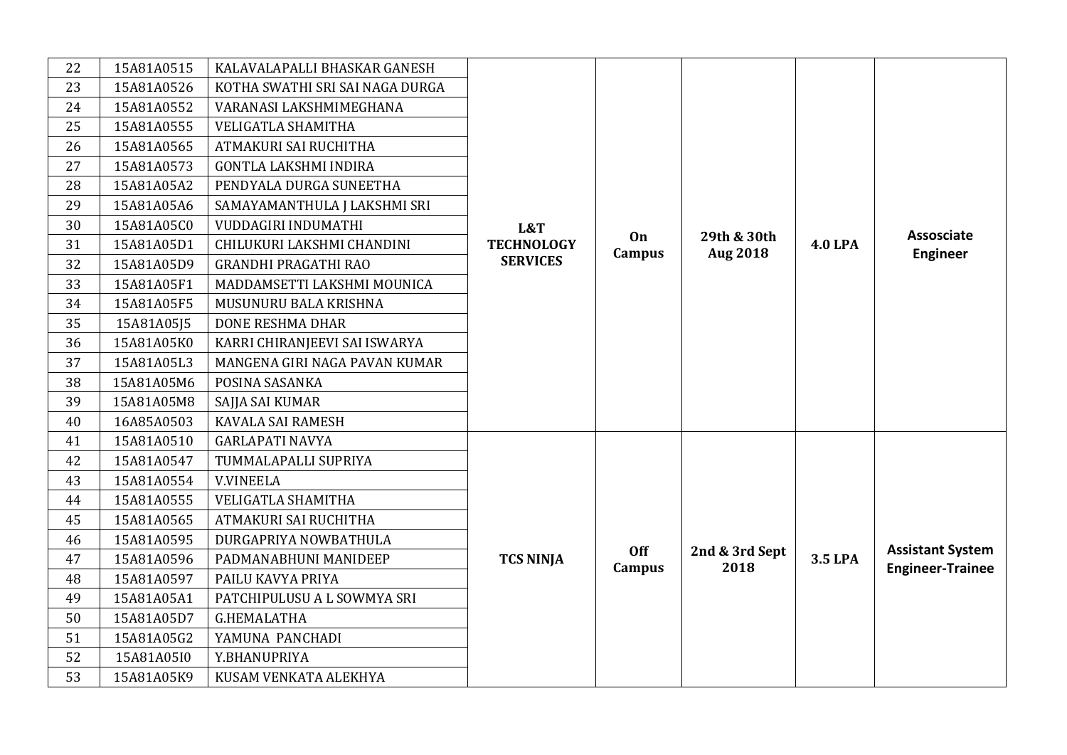| 22 | 15A81A0515 | KALAVALAPALLI BHASKAR GANESH | **L&T TECHNOLOGY SERVICES** | **On Campus** | **29th & 30th Aug 2018** | **4.0 LPA** | **Assosciate Engineer** |
|---|---|---|---|---|---|---|---|
| 23 | 15A81A0526 | KOTHA SWATHI SRI SAI NAGA DURGA | | | | | |
| 24 | 15A81A0552 | VARANASI LAKSHMIMEGHANA | | | | | |
| 25 | 15A81A0555 | VELIGATLA SHAMITHA | | | | | |
| 26 | 15A81A0565 | ATMAKURI SAI RUCHITHA | | | | | |
| 27 | 15A81A0573 | GONTLA LAKSHMI INDIRA | | | | | |
| 28 | 15A81A05A2 | PENDYALA DURGA SUNEETHA | | | | | |
| 29 | 15A81A05A6 | SAMAYAMANTHULA J LAKSHMI SRI | | | | | |
| 30 | 15A81A05C0 | VUDDAGIRI INDUMATHI | | | | | |
| 31 | 15A81A05D1 | CHILUKURI LAKSHMI CHANDINI | | | | | |
| 32 | 15A81A05D9 | GRANDHI PRAGATHI RAO | | | | | |
| 33 | 15A81A05F1 | MADDAMSETTI LAKSHMI MOUNICA | | | | | |
| 34 | 15A81A05F5 | MUSUNURU BALA KRISHNA | | | | | |
| 35 | 15A81A05J5 | DONE RESHMA DHAR | | | | | |
| 36 | 15A81A05K0 | KARRI CHIRANJEEVI SAI ISWARYA | | | | | |
| 37 | 15A81A05L3 | MANGENA GIRI NAGA PAVAN KUMAR | | | | | |
| 38 | 15A81A05M6 | POSINA SASANKA | | | | | |
| 39 | 15A81A05M8 | SAJJA SAI KUMAR | | | | | |
| 40 | 16A85A0503 | KAVALA SAI RAMESH | | | | | |
| 41 | 15A81A0510 | GARLAPATI NAVYA | **TCS NINJA** | **Off Campus** | **2nd & 3rd Sept 2018** | **3.5 LPA** | **Assistant System Engineer-Trainee** |
| 42 | 15A81A0547 | TUMMALAPALLI SUPRIYA | | | | | |
| 43 | 15A81A0554 | V.VINEELA | | | | | |
| 44 | 15A81A0555 | VELIGATLA SHAMITHA | | | | | |
| 45 | 15A81A0565 | ATMAKURI SAI RUCHITHA | | | | | |
| 46 | 15A81A0595 | DURGAPRIYA NOWBATHULA | | | | | |
| 47 | 15A81A0596 | PADMANABHUNI MANIDEEP | | | | | |
| 48 | 15A81A0597 | PAILU KAVYA PRIYA | | | | | |
| 49 | 15A81A05A1 | PATCHIPULUSU A L SOWMYA SRI | | | | | |
| 50 | 15A81A05D7 | G.HEMALATHA | | | | | |
| 51 | 15A81A05G2 | YAMUNA PANCHADI | | | | | |
| 52 | 15A81A05I0 | Y.BHANUPRIYA | | | | | |
| 53 | 15A81A05K9 | KUSAM VENKATA ALEKHYA | | | | | |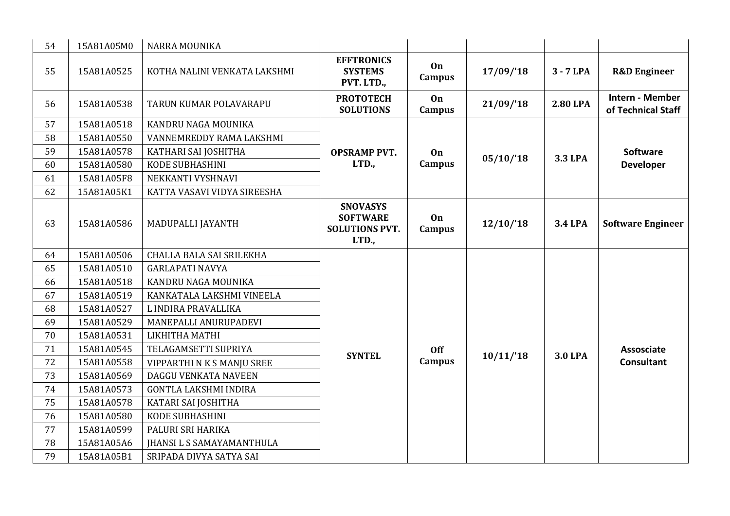| 54 | 15A81A05M0 | NARRA MOUNIKA | | | | | |
|---|---|---|---|---|---|---|---|
| 55 | 15A81A0525 | KOTHA NALINI VENKATA LAKSHMI | **EFFTRONICS SYSTEMS PVT. LTD.,** | **On Campus** | **17/09/'18** | **3 - 7 LPA** | **R&D Engineer** |
| 56 | 15A81A0538 | TARUN KUMAR POLAVARAPU | **PROTOTECH SOLUTIONS** | **On Campus** | **21/09/'18** | **2.80 LPA** | **Intern - Member of Technical Staff** |
| 57 | 15A81A0518 | KANDRU NAGA MOUNIKA | **OPSRAMP PVT. LTD.,** | **On Campus** | **05/10/'18** | **3.3 LPA** | **Software Developer** |
| 58 | 15A81A0550 | VANNEMREDDY RAMA LAKSHMI | | | | | |
| 59 | 15A81A0578 | KATHARI SAI JOSHITHA | | | | | |
| 60 | 15A81A0580 | KODE SUBHASHINI | | | | | |
| 61 | 15A81A05F8 | NEKKANTI VYSHNAVI | | | | | |
| 62 | 15A81A05K1 | KATTA VASAVI VIDYA SIREESHA | | | | | |
| 63 | 15A81A0586 | MADUPALLI JAYANTH | **SNOVASYS SOFTWARE SOLUTIONS PVT. LTD.,** | **On Campus** | **12/10/'18** | **3.4 LPA** | **Software Engineer** |
| 64 | 15A81A0506 | CHALLA BALA SAI SRILEKHA | **SYNTEL** | **Off Campus** | **10/11/'18** | **3.0 LPA** | **Assosciate Consultant** |
| 65 | 15A81A0510 | GARLAPATI NAVYA | | | | | |
| 66 | 15A81A0518 | KANDRU NAGA MOUNIKA | | | | | |
| 67 | 15A81A0519 | KANKATALA LAKSHMI VINEELA | | | | | |
| 68 | 15A81A0527 | L INDIRA PRAVALLIKA | | | | | |
| 69 | 15A81A0529 | MANEPALLI ANURUPADEVI | | | | | |
| 70 | 15A81A0531 | LIKHITHA MATHI | | | | | |
| 71 | 15A81A0545 | TELAGAMSETTI SUPRIYA | | | | | |
| 72 | 15A81A0558 | VIPPARTHI N K S MANJU SREE | | | | | |
| 73 | 15A81A0569 | DAGGU VENKATA NAVEEN | | | | | |
| 74 | 15A81A0573 | GONTLA LAKSHMI INDIRA | | | | | |
| 75 | 15A81A0578 | KATARI SAI JOSHITHA | | | | | |
| 76 | 15A81A0580 | KODE SUBHASHINI | | | | | |
| 77 | 15A81A0599 | PALURI SRI HARIKA | | | | | |
| 78 | 15A81A05A6 | JHANSI L S SAMAYAMANTHULA | | | | | |
| 79 | 15A81A05B1 | SRIPADA DIVYA SATYA SAI | | | | | |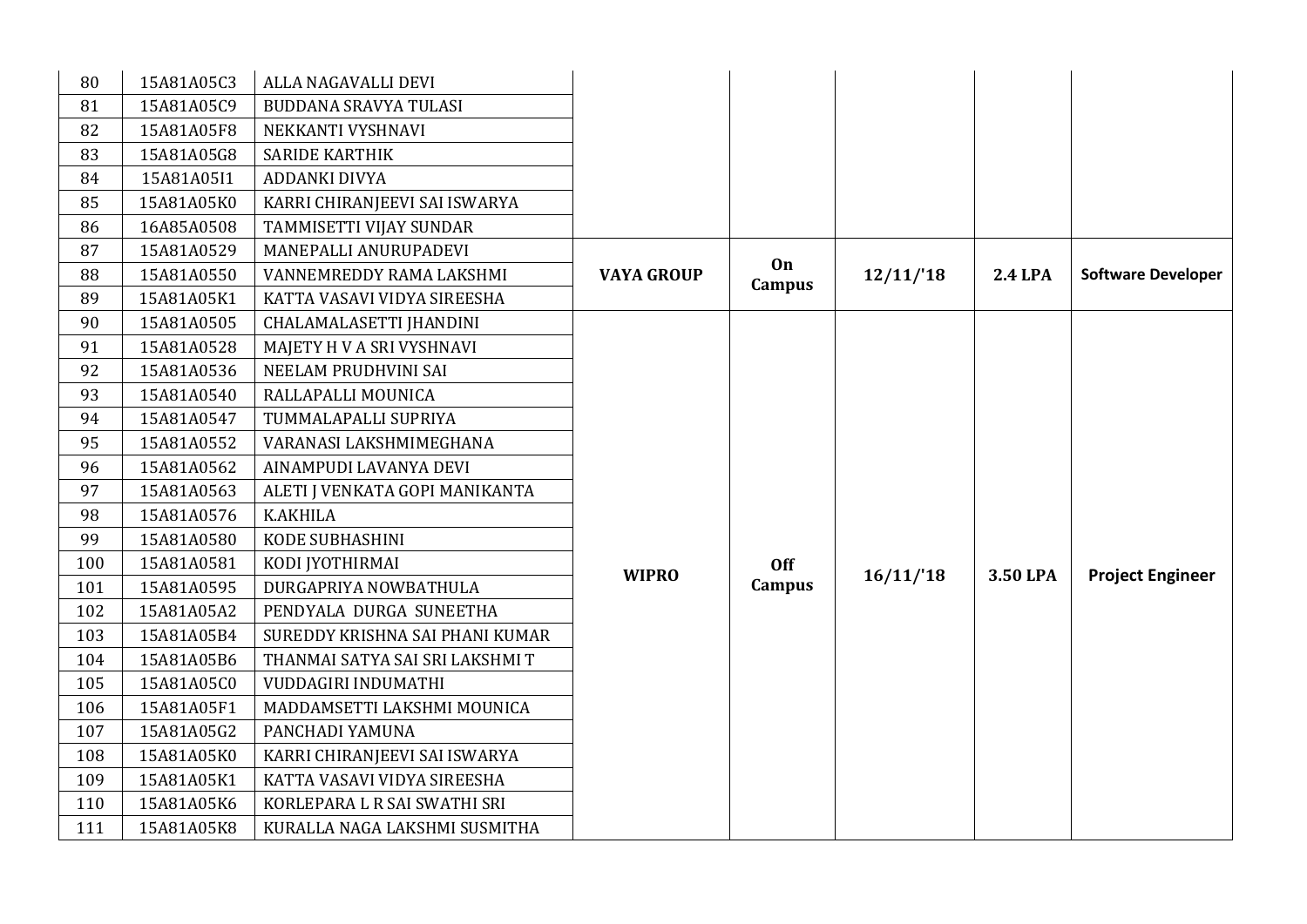| 80 | 15A81A05C3 | ALLA NAGAVALLI DEVI | | | | | |
|---|---|---|---|---|---|---|---|
| 81 | 15A81A05C9 | BUDDANA SRAVYA TULASI | | | | | |
| 82 | 15A81A05F8 | NEKKANTI VYSHNAVI | | | | | |
| 83 | 15A81A05G8 | SARIDE KARTHIK | | | | | |
| 84 | 15A81A05I1 | ADDANKI DIVYA | | | | | |
| 85 | 15A81A05K0 | KARRI CHIRANJEEVI SAI ISWARYA | | | | | |
| 86 | 16A85A0508 | TAMMISETTI VIJAY SUNDAR | | | | | |
| 87 | 15A81A0529 | MANEPALLI ANURUPADEVI | **VAYA GROUP** | **On Campus** | **12/11/'18** | **2.4 LPA** | **Software Developer** |
| 88 | 15A81A0550 | VANNEMREDDY RAMA LAKSHMI | | | | | |
| 89 | 15A81A05K1 | KATTA VASAVI VIDYA SIREESHA | | | | | |
| 90 | 15A81A0505 | CHALAMALASETTI JHANDINI | **WIPRO** | **Off Campus** | **16/11/'18** | **3.50 LPA** | **Project Engineer** |
| 91 | 15A81A0528 | MAJETY H V A SRI VYSHNAVI | | | | | |
| 92 | 15A81A0536 | NEELAM PRUDHVINI SAI | | | | | |
| 93 | 15A81A0540 | RALLAPALLI MOUNICA | | | | | |
| 94 | 15A81A0547 | TUMMALAPALLI SUPRIYA | | | | | |
| 95 | 15A81A0552 | VARANASI LAKSHMIMEGHANA | | | | | |
| 96 | 15A81A0562 | AINAMPUDI LAVANYA DEVI | | | | | |
| 97 | 15A81A0563 | ALETI J VENKATA GOPI MANIKANTA | | | | | |
| 98 | 15A81A0576 | K.AKHILA | | | | | |
| 99 | 15A81A0580 | KODE SUBHASHINI | | | | | |
| 100 | 15A81A0581 | KODI JYOTHIRMAI | | | | | |
| 101 | 15A81A0595 | DURGAPRIYA NOWBATHULA | | | | | |
| 102 | 15A81A05A2 | PENDYALA DURGA SUNEETHA | | | | | |
| 103 | 15A81A05B4 | SUREDDY KRISHNA SAI PHANI KUMAR | | | | | |
| 104 | 15A81A05B6 | THANMAI SATYA SAI SRI LAKSHMI T | | | | | |
| 105 | 15A81A05C0 | VUDDAGIRI INDUMATHI | | | | | |
| 106 | 15A81A05F1 | MADDAMSETTI LAKSHMI MOUNICA | | | | | |
| 107 | 15A81A05G2 | PANCHADI YAMUNA | | | | | |
| 108 | 15A81A05K0 | KARRI CHIRANJEEVI SAI ISWARYA | | | | | |
| 109 | 15A81A05K1 | KATTA VASAVI VIDYA SIREESHA | | | | | |
| 110 | 15A81A05K6 | KORLEPARA L R SAI SWATHI SRI | | | | | |
| 111 | 15A81A05K8 | KURALLA NAGA LAKSHMI SUSMITHA | | | | | |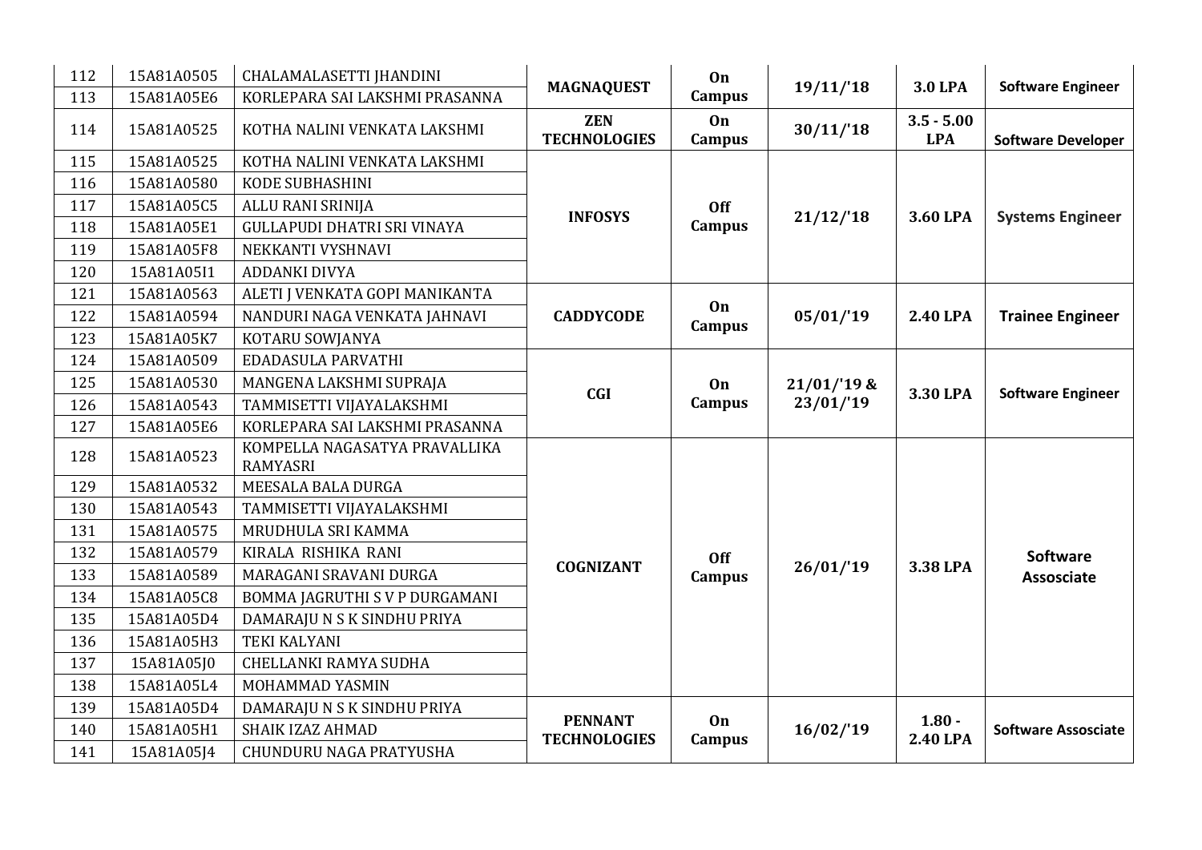| 112 | 15A81A0505 | CHALAMALASETTI JHANDINI | **MAGNAQUEST** | **On Campus** | **19/11/'18** | **3.0 LPA** | **Software Engineer** |
|---|---|---|---|---|---|---|---|
| 113 | 15A81A05E6 | KORLEPARA SAI LAKSHMI PRASANNA | | | | | |
| 114 | 15A81A0525 | KOTHA NALINI VENKATA LAKSHMI | **ZEN TECHNOLOGIES** | **On Campus** | **30/11/'18** | **3.5 - 5.00 LPA** | **Software Developer** |
| 115 | 15A81A0525 | KOTHA NALINI VENKATA LAKSHMI | **INFOSYS** | **Off Campus** | **21/12/'18** | **3.60 LPA** | **Systems Engineer** |
| 116 | 15A81A0580 | KODE SUBHASHINI | | | | | |
| 117 | 15A81A05C5 | ALLU RANI SRINIJA | | | | | |
| 118 | 15A81A05E1 | GULLAPUDI DHATRI SRI VINAYA | | | | | |
| 119 | 15A81A05F8 | NEKKANTI VYSHNAVI | | | | | |
| 120 | 15A81A05I1 | ADDANKI DIVYA | | | | | |
| 121 | 15A81A0563 | ALETI J VENKATA GOPI MANIKANTA | **CADDYCODE** | **On Campus** | **05/01/'19** | **2.40 LPA** | **Trainee Engineer** |
| 122 | 15A81A0594 | NANDURI NAGA VENKATA JAHNAVI | | | | | |
| 123 | 15A81A05K7 | KOTARU SOWJANYA | | | | | |
| 124 | 15A81A0509 | EDADASULA PARVATHI | **CGI** | **On Campus** | **21/01/'19 & 23/01/'19** | **3.30 LPA** | **Software Engineer** |
| 125 | 15A81A0530 | MANGENA LAKSHMI SUPRAJA | | | | | |
| 126 | 15A81A0543 | TAMMISETTI VIJAYALAKSHMI | | | | | |
| 127 | 15A81A05E6 | KORLEPARA SAI LAKSHMI PRASANNA | | | | | |
| 128 | 15A81A0523 | KOMPELLA NAGASATYA PRAVALLIKA RAMYASRI | **COGNIZANT** | **Off Campus** | **26/01/'19** | **3.38 LPA** | **Software Assosciate** |
| 129 | 15A81A0532 | MEESALA BALA DURGA | | | | | |
| 130 | 15A81A0543 | TAMMISETTI VIJAYALAKSHMI | | | | | |
| 131 | 15A81A0575 | MRUDHULA SRI KAMMA | | | | | |
| 132 | 15A81A0579 | KIRALA RISHIKA RANI | | | | | |
| 133 | 15A81A0589 | MARAGANI SRAVANI DURGA | | | | | |
| 134 | 15A81A05C8 | BOMMA JAGRUTHI S V P DURGAMANI | | | | | |
| 135 | 15A81A05D4 | DAMARAJU N S K SINDHU PRIYA | | | | | |
| 136 | 15A81A05H3 | TEKI KALYANI | | | | | |
| 137 | 15A81A05J0 | CHELLANKI RAMYA SUDHA | | | | | |
| 138 | 15A81A05L4 | MOHAMMAD YASMIN | | | | | |
| 139 | 15A81A05D4 | DAMARAJU N S K SINDHU PRIYA | **PENNANT TECHNOLOGIES** | **On Campus** | **16/02/'19** | **1.80 - 2.40 LPA** | **Software Assosciate** |
| 140 | 15A81A05H1 | SHAIK IZAZ AHMAD | | | | | |
| 141 | 15A81A05J4 | CHUNDURU NAGA PRATYUSHA | | | | | |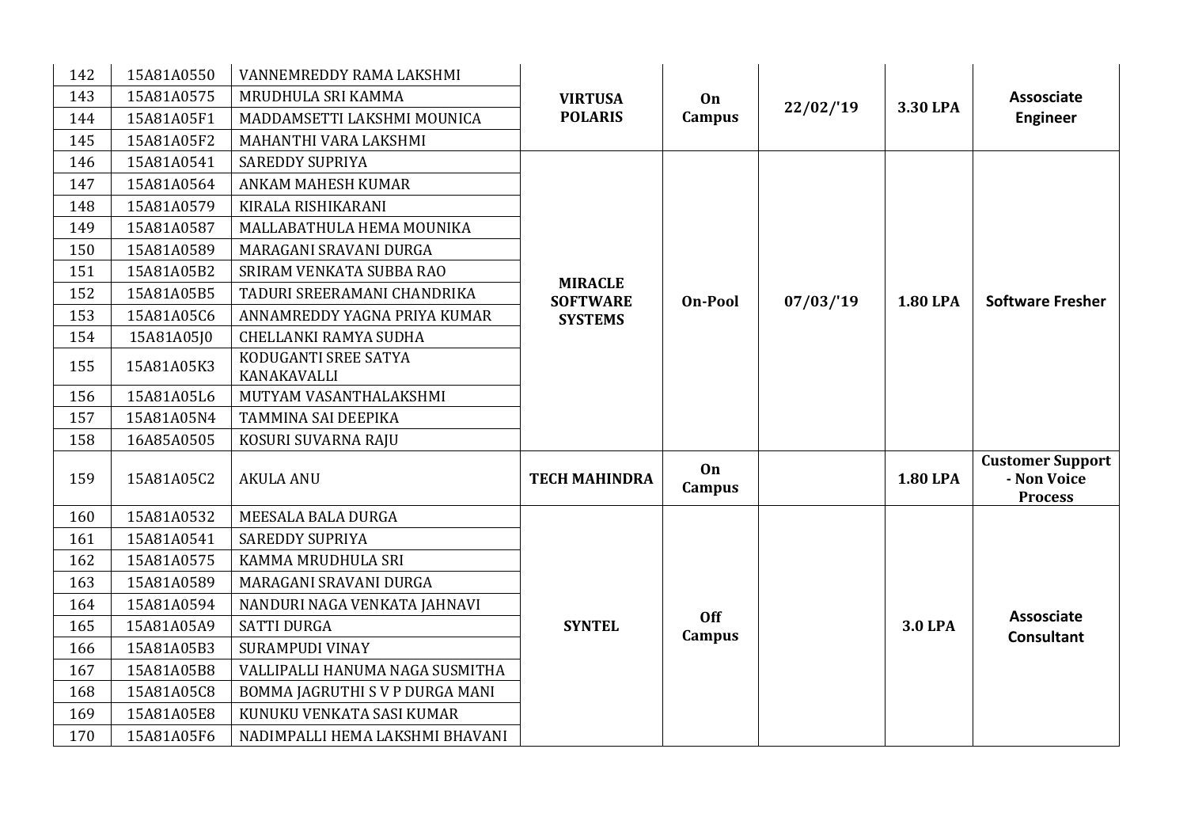| 142 | 15A81A0550 | VANNEMREDDY RAMA LAKSHMI | **VIRTUSA POLARIS** | **On Campus** | **22/02/'19** | **3.30 LPA** | **Assosciate Engineer** |
|---|---|---|---|---|---|---|---|
| 143 | 15A81A0575 | MRUDHULA SRI KAMMA | | | | | |
| 144 | 15A81A05F1 | MADDAMSETTI LAKSHMI MOUNICA | | | | | |
| 145 | 15A81A05F2 | MAHANTHI VARA LAKSHMI | | | | | |
| 146 | 15A81A0541 | SAREDDY SUPRIYA | **MIRACLE SOFTWARE SYSTEMS** | **On-Pool** | **07/03/'19** | **1.80 LPA** | **Software Fresher** |
| 147 | 15A81A0564 | ANKAM MAHESH KUMAR | | | | | |
| 148 | 15A81A0579 | KIRALA RISHIKARANI | | | | | |
| 149 | 15A81A0587 | MALLABATHULA HEMA MOUNIKA | | | | | |
| 150 | 15A81A0589 | MARAGANI SRAVANI DURGA | | | | | |
| 151 | 15A81A05B2 | SRIRAM VENKATA SUBBA RAO | | | | | |
| 152 | 15A81A05B5 | TADURI SREERAMANI CHANDRIKA | | | | | |
| 153 | 15A81A05C6 | ANNAMREDDY YAGNA PRIYA KUMAR | | | | | |
| 154 | 15A81A05J0 | CHELLANKI RAMYA SUDHA | | | | | |
| 155 | 15A81A05K3 | KODUGANTI SREE SATYA KANAKAVALLI | | | | | |
| 156 | 15A81A05L6 | MUTYAM VASANTHALAKSHMI | | | | | |
| 157 | 15A81A05N4 | TAMMINA SAI DEEPIKA | | | | | |
| 158 | 16A85A0505 | KOSURI SUVARNA RAJU | | | | | |
| 159 | 15A81A05C2 | AKULA ANU | **TECH MAHINDRA** | **On Campus** | | **1.80 LPA** | **Customer Support - Non Voice Process** |
| 160 | 15A81A0532 | MEESALA BALA DURGA | **SYNTEL** | **Off Campus** | | **3.0 LPA** | **Assosciate Consultant** |
| 161 | 15A81A0541 | SAREDDY SUPRIYA | | | | | |
| 162 | 15A81A0575 | KAMMA MRUDHULA SRI | | | | | |
| 163 | 15A81A0589 | MARAGANI SRAVANI DURGA | | | | | |
| 164 | 15A81A0594 | NANDURI NAGA VENKATA JAHNAVI | | | | | |
| 165 | 15A81A05A9 | SATTI DURGA | | | | | |
| 166 | 15A81A05B3 | SURAMPUDI VINAY | | | | | |
| 167 | 15A81A05B8 | VALLIPALLI HANUMA NAGA SUSMITHA | | | | | |
| 168 | 15A81A05C8 | BOMMA JAGRUTHI S V P DURGA MANI | | | | | |
| 169 | 15A81A05E8 | KUNUKU VENKATA SASI KUMAR | | | | | |
| 170 | 15A81A05F6 | NADIMPALLI HEMA LAKSHMI BHAVANI | | | | | |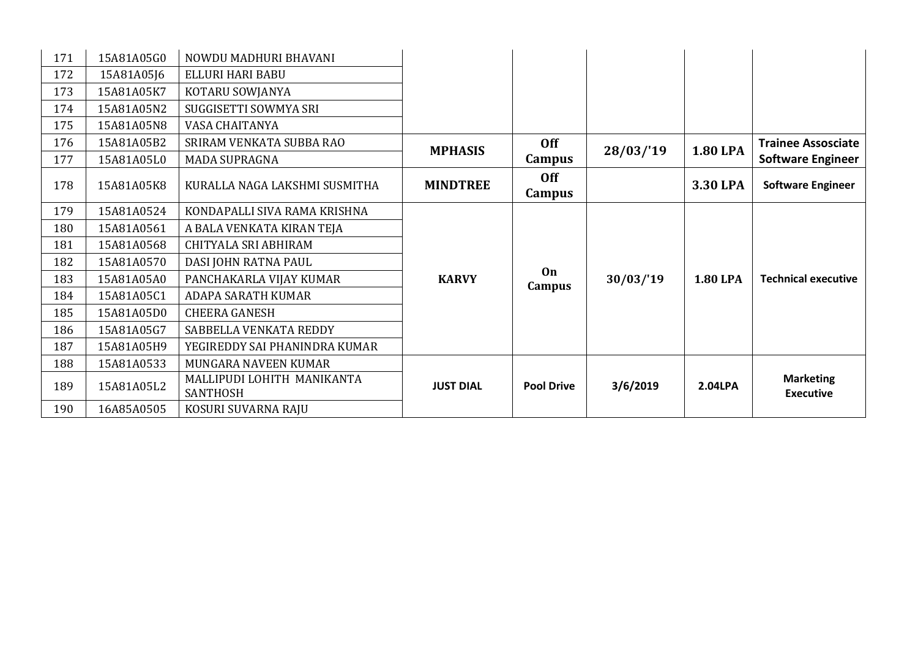| | | | | | | | |
|---|---|---|---|---|---|---|---|
| 171 | 15A81A05G0 | NOWDU MADHURI BHAVANI | | | | | |
| 172 | 15A81A05J6 | ELLURI HARI BABU | | | | | |
| 173 | 15A81A05K7 | KOTARU SOWJANYA | | | | | |
| 174 | 15A81A05N2 | SUGGISETTI SOWMYA SRI | | | | | |
| 175 | 15A81A05N8 | VASA CHAITANYA | | | | | |
| 176 | 15A81A05B2 | SRIRAM VENKATA SUBBA RAO | **MPHASIS** | **Off Campus** | **28/03/'19** | **1.80 LPA** | **Trainee Assosciate Software Engineer** |
| 177 | 15A81A05L0 | MADA SUPRAGNA | | | | | |
| 178 | 15A81A05K8 | KURALLA NAGA LAKSHMI SUSMITHA | **MINDTREE** | **Off Campus** | | **3.30 LPA** | **Software Engineer** |
| 179 | 15A81A0524 | KONDAPALLI SIVA RAMA KRISHNA | **KARVY** | **On Campus** | **30/03/'19** | **1.80 LPA** | **Technical executive** |
| 180 | 15A81A0561 | A BALA VENKATA KIRAN TEJA | | | | | |
| 181 | 15A81A0568 | CHITYALA SRI ABHIRAM | | | | | |
| 182 | 15A81A0570 | DASI JOHN RATNA PAUL | | | | | |
| 183 | 15A81A05A0 | PANCHAKARLA VIJAY KUMAR | | | | | |
| 184 | 15A81A05C1 | ADAPA SARATH KUMAR | | | | | |
| 185 | 15A81A05D0 | CHEERA GANESH | | | | | |
| 186 | 15A81A05G7 | SABBELLA VENKATA REDDY | | | | | |
| 187 | 15A81A05H9 | YEGIREDDY SAI PHANINDRA KUMAR | | | | | |
| 188 | 15A81A0533 | MUNGARA NAVEEN KUMAR | **JUST DIAL** | **Pool Drive** | **3/6/2019** | **2.04LPA** | **Marketing Executive** |
| 189 | 15A81A05L2 | MALLIPUDI LOHITH MANIKANTA SANTHOSH | | | | | |
| 190 | 16A85A0505 | KOSURI SUVARNA RAJU | | | | | |